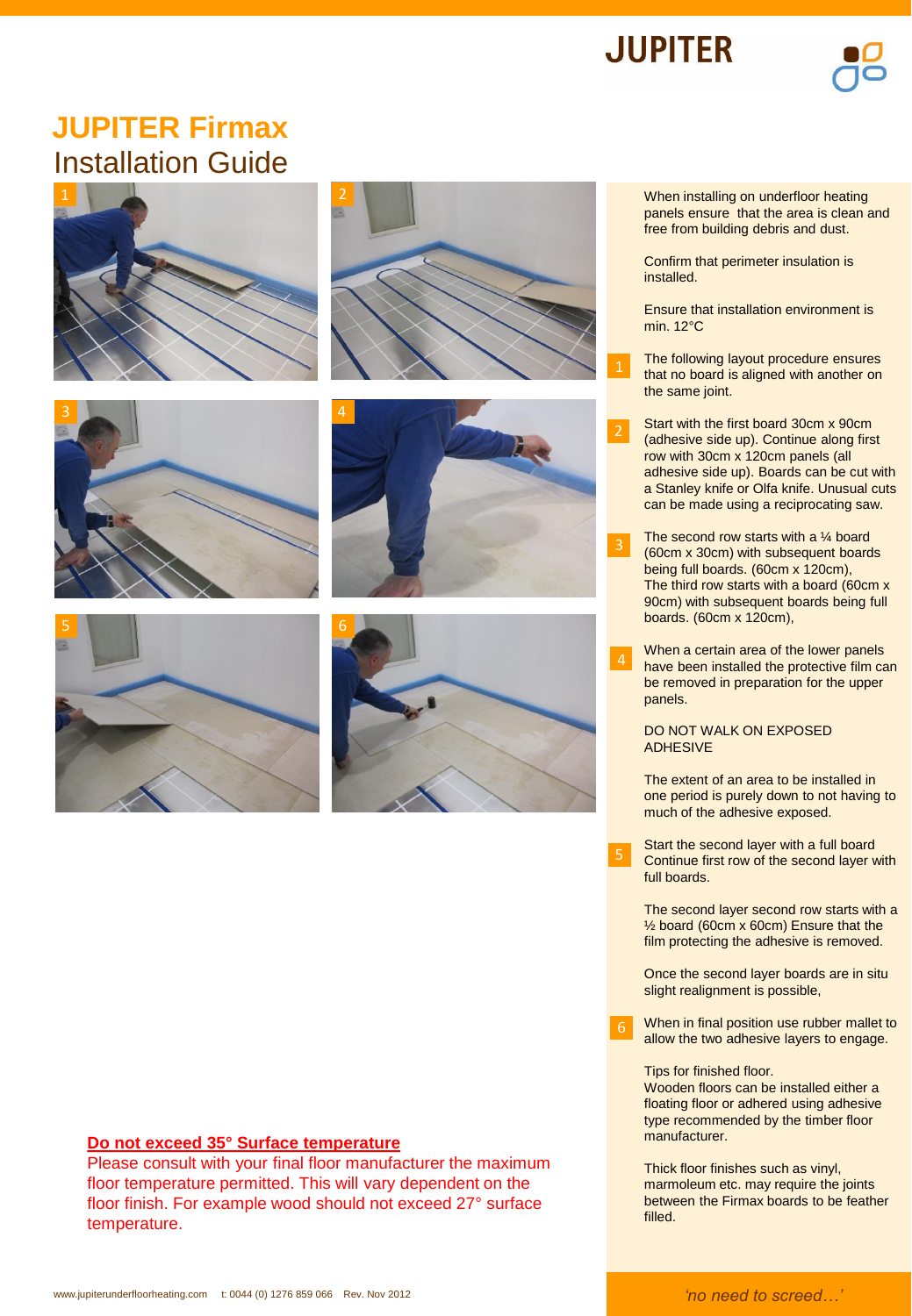JUPITER

# JUPITER Firmax

## Installation Guide

When installing on underfloor heating panels ensure that the area is clean and free from building debris and dust.

Confirm that perimeter insulation is installed.

Ensure that installation environment is min. 12°C

1. The following layout procedure ensures that no board is aligned with another on the same joint.

2. Start with the first board 30cm x 90cm (adhesive side up). Continue along first row with 30cm x 120cm panels (all adhesive side up). Boards can be cut with a Stanley knife or Olfa knife. Unusual cuts can be made using a reciprocating saw.

3. The second row starts with a ¼ board (60cm x 30cm) with subsequent boards being full boards. (60cm x 120cm), The third row starts with a board (60cm x 90cm) with subsequent boards being full boards. (60cm x 120cm),

4. When a certain area of the lower panels have been installed the protective film can be removed in preparation for the upper panels.

   DO NOT WALK ON EXPOSED ADHESIVE

   The extent of an area to be installed in one period is purely down to not having to much of the adhesive exposed.

5. Start the second layer with a full board Continue first row of the second layer with full boards.

   The second layer second row starts with a ½ board (60cm x 60cm) Ensure that the film protecting the adhesive is removed.

   Once the second layer boards are in situ slight realignment is possible,

6. When in final position use rubber mallet to allow the two adhesive layers to engage.

Tips for finished floor.
Wooden floors can be installed either a floating floor or adhered using adhesive type recommended by the timber floor manufacturer.

Thick floor finishes such as vinyl, marmoleum etc. may require the joints between the Firmax boards to be feather filled.

**Do not exceed 35° Surface temperature**

Please consult with your final floor manufacturer the maximum floor temperature permitted. This will vary dependent on the floor finish. For example wood should not exceed 27° surface temperature.

www.jupiterunderfloorheating.com t: 0044 (0) 1276 859 066 Rev. Nov 2012

*'no need to screed…'*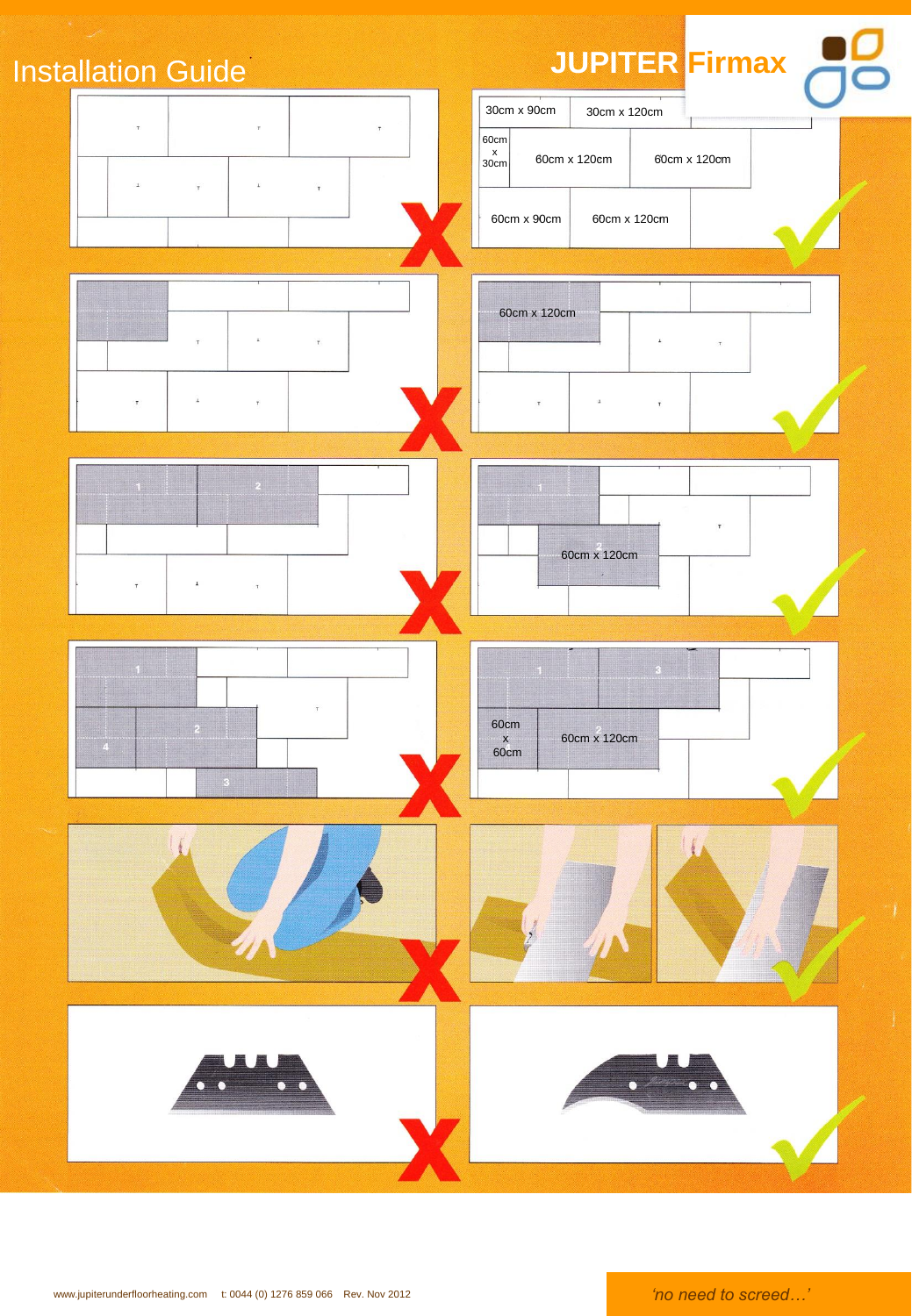# Installation Guide

## JUPITER Firmax

30cm x 90cm

30cm x 120cm

60cm x 30cm

60cm x 120cm

60cm x 120cm

60cm x 90cm

60cm x 120cm

60cm x 120cm

1

2

1

2

60cm x 120cm

1

2

4

3

1

3

60cm x 60cm

2

60cm x 120cm

www.jupiterunderfloorheating.com t: 0044 (0) 1276 859 066 Rev. Nov 2012

*'no need to screed…'*